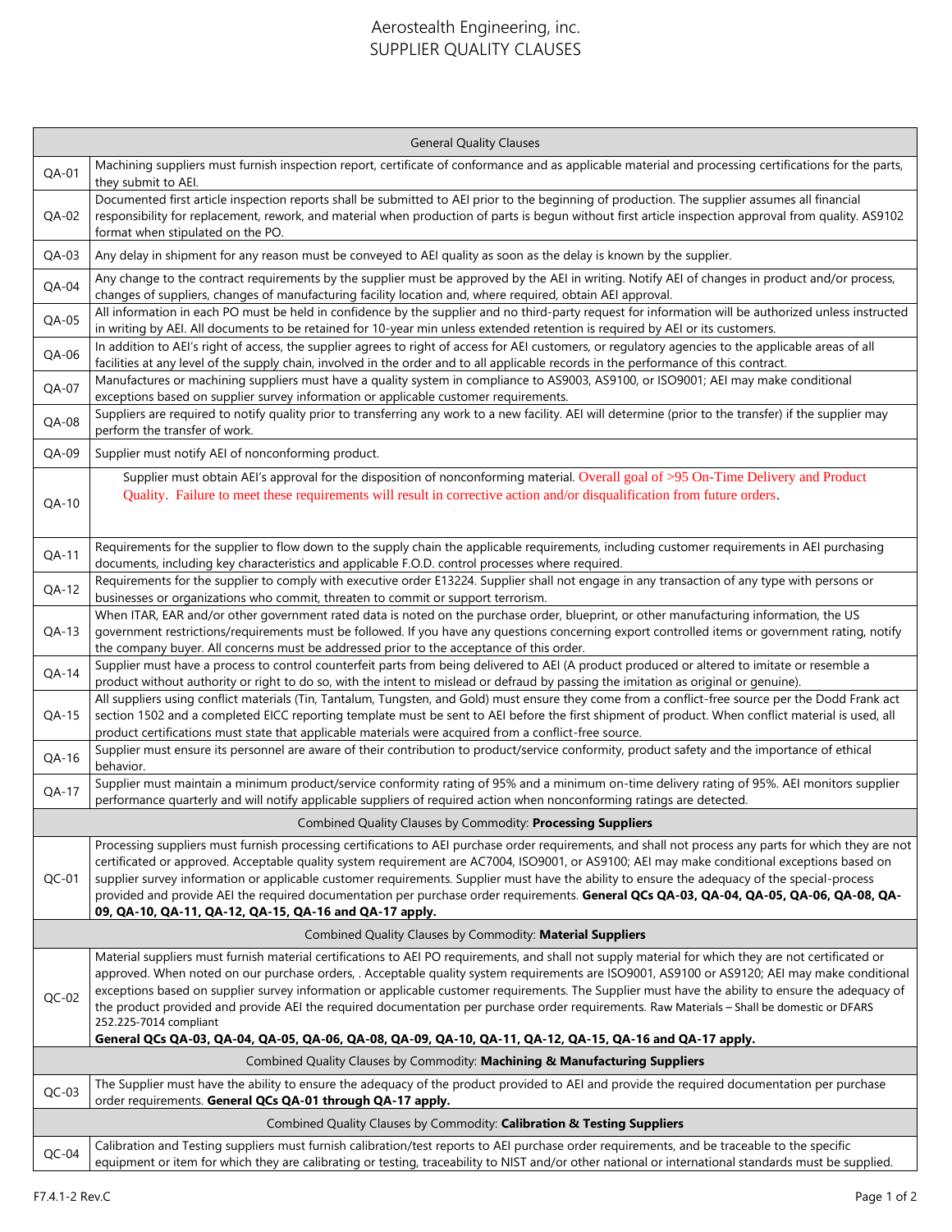# Aerostealth Engineering, inc.
## SUPPLIER QUALITY CLAUSES

| General Quality Clauses | |
|---|---|
| QA-01 | Machining suppliers must furnish inspection report, certificate of conformance and as applicable material and processing certifications for the parts, they submit to AEI. |
| QA-02 | Documented first article inspection reports shall be submitted to AEI prior to the beginning of production. The supplier assumes all financial responsibility for replacement, rework, and material when production of parts is begun without first article inspection approval from quality. AS9102 format when stipulated on the PO. |
| QA-03 | Any delay in shipment for any reason must be conveyed to AEI quality as soon as the delay is known by the supplier. |
| QA-04 | Any change to the contract requirements by the supplier must be approved by the AEI in writing. Notify AEI of changes in product and/or process, changes of suppliers, changes of manufacturing facility location and, where required, obtain AEI approval. |
| QA-05 | All information in each PO must be held in confidence by the supplier and no third-party request for information will be authorized unless instructed in writing by AEI. All documents to be retained for 10-year min unless extended retention is required by AEI or its customers. |
| QA-06 | In addition to AEI's right of access, the supplier agrees to right of access for AEI customers, or regulatory agencies to the applicable areas of all facilities at any level of the supply chain, involved in the order and to all applicable records in the performance of this contract. |
| QA-07 | Manufactures or machining suppliers must have a quality system in compliance to AS9003, AS9100, or ISO9001; AEI may make conditional exceptions based on supplier survey information or applicable customer requirements. |
| QA-08 | Suppliers are required to notify quality prior to transferring any work to a new facility. AEI will determine (prior to the transfer) if the supplier may perform the transfer of work. |
| QA-09 | Supplier must notify AEI of nonconforming product. |
| QA-10 | Supplier must obtain AEI's approval for the disposition of nonconforming material. Overall goal of >95 On-Time Delivery and Product Quality. Failure to meet these requirements will result in corrective action and/or disqualification from future orders. |
| QA-11 | Requirements for the supplier to flow down to the supply chain the applicable requirements, including customer requirements in AEI purchasing documents, including key characteristics and applicable F.O.D. control processes where required. |
| QA-12 | Requirements for the supplier to comply with executive order E13224. Supplier shall not engage in any transaction of any type with persons or businesses or organizations who commit, threaten to commit or support terrorism. |
| QA-13 | When ITAR, EAR and/or other government rated data is noted on the purchase order, blueprint, or other manufacturing information, the US government restrictions/requirements must be followed. If you have any questions concerning export controlled items or government rating, notify the company buyer. All concerns must be addressed prior to the acceptance of this order. |
| QA-14 | Supplier must have a process to control counterfeit parts from being delivered to AEI (A product produced or altered to imitate or resemble a product without authority or right to do so, with the intent to mislead or defraud by passing the imitation as original or genuine). |
| QA-15 | All suppliers using conflict materials (Tin, Tantalum, Tungsten, and Gold) must ensure they come from a conflict-free source per the Dodd Frank act section 1502 and a completed EICC reporting template must be sent to AEI before the first shipment of product. When conflict material is used, all product certifications must state that applicable materials were acquired from a conflict-free source. |
| QA-16 | Supplier must ensure its personnel are aware of their contribution to product/service conformity, product safety and the importance of ethical behavior. |
| QA-17 | Supplier must maintain a minimum product/service conformity rating of 95% and a minimum on-time delivery rating of 95%. AEI monitors supplier performance quarterly and will notify applicable suppliers of required action when nonconforming ratings are detected. |
| Combined Quality Clauses by Commodity: **Processing Suppliers** | |
| QC-01 | Processing suppliers must furnish processing certifications to AEI purchase order requirements, and shall not process any parts for which they are not certificated or approved. Acceptable quality system requirement are AC7004, ISO9001, or AS9100; AEI may make conditional exceptions based on supplier survey information or applicable customer requirements. Supplier must have the ability to ensure the adequacy of the special-process provided and provide AEI the required documentation per purchase order requirements. **General QCs QA-03, QA-04, QA-05, QA-06, QA-08, QA-09, QA-10, QA-11, QA-12, QA-15, QA-16 and QA-17 apply.** |
| Combined Quality Clauses by Commodity: **Material Suppliers** | |
| QC-02 | Material suppliers must furnish material certifications to AEI PO requirements, and shall not supply material for which they are not certificated or approved. When noted on our purchase orders, . Acceptable quality system requirements are ISO9001, AS9100 or AS9120; AEI may make conditional exceptions based on supplier survey information or applicable customer requirements. The Supplier must have the ability to ensure the adequacy of the product provided and provide AEI the required documentation per purchase order requirements. Raw Materials – Shall be domestic or DFARS 252.225-7014 compliant **General QCs QA-03, QA-04, QA-05, QA-06, QA-08, QA-09, QA-10, QA-11, QA-12, QA-15, QA-16 and QA-17 apply.** |
| Combined Quality Clauses by Commodity: **Machining & Manufacturing Suppliers** | |
| QC-03 | The Supplier must have the ability to ensure the adequacy of the product provided to AEI and provide the required documentation per purchase order requirements. **General QCs QA-01 through QA-17 apply.** |
| Combined Quality Clauses by Commodity: **Calibration & Testing Suppliers** | |
| QC-04 | Calibration and Testing suppliers must furnish calibration/test reports to AEI purchase order requirements, and be traceable to the specific equipment or item for which they are calibrating or testing, traceability to NIST and/or other national or international standards must be supplied. |

F7.4.1-2 Rev.C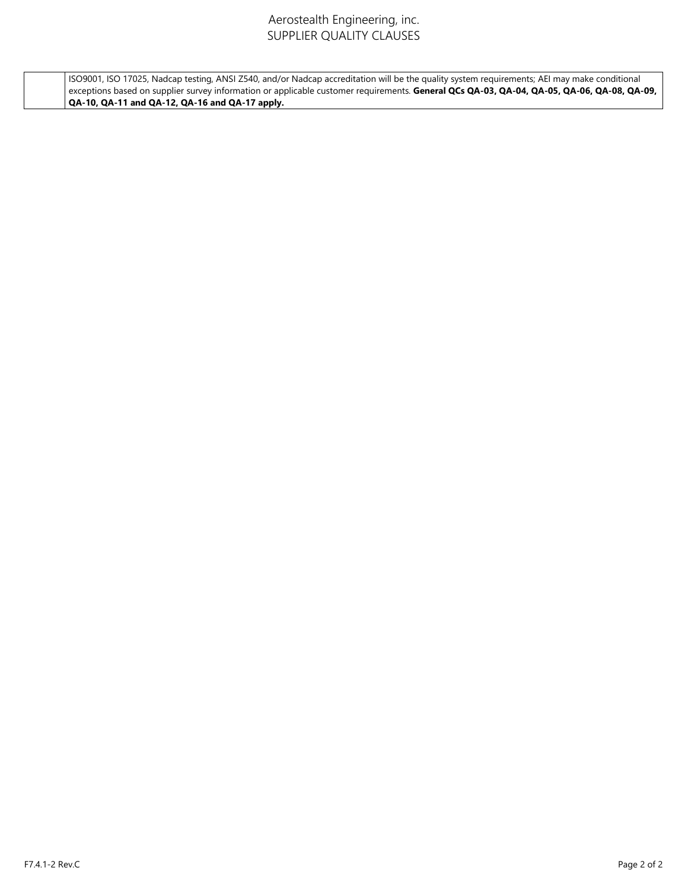| | |
|---|---|
| | ISO9001, ISO 17025, Nadcap testing, ANSI Z540, and/or Nadcap accreditation will be the quality system requirements; AEI may make conditional exceptions based on supplier survey information or applicable customer requirements. **General QCs QA-03, QA-04, QA-05, QA-06, QA-08, QA-09, QA-10, QA-11 and QA-12, QA-16 and QA-17 apply.** |